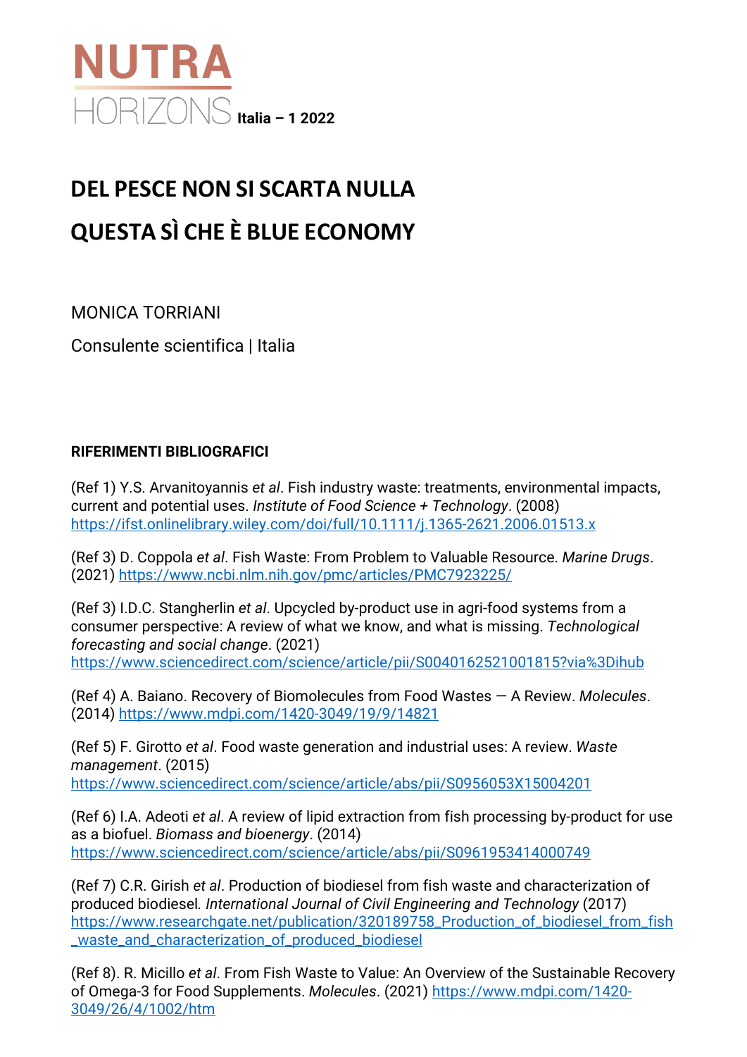NUTRA HORIZONS Italia – 1 2022

# DEL PESCE NON SI SCARTA NULLA

# QUESTA SÌ CHE È BLUE ECONOMY

MONICA TORRIANI

Consulente scientifica | Italia

**RIFERIMENTI BIBLIOGRAFICI**

(Ref 1) Y.S. Arvanitoyannis *et al*. Fish industry waste: treatments, environmental impacts, current and potential uses. *Institute of Food Science + Technology*. (2008) https://ifst.onlinelibrary.wiley.com/doi/full/10.1111/j.1365-2621.2006.01513.x

(Ref 3) D. Coppola *et al*. Fish Waste: From Problem to Valuable Resource. *Marine Drugs*. (2021) https://www.ncbi.nlm.nih.gov/pmc/articles/PMC7923225/

(Ref 3) I.D.C. Stangherlin *et al*. Upcycled by-product use in agri-food systems from a consumer perspective: A review of what we know, and what is missing. *Technological forecasting and social change*. (2021) https://www.sciencedirect.com/science/article/pii/S0040162521001815?via%3Dihub

(Ref 4) A. Baiano. Recovery of Biomolecules from Food Wastes — A Review. *Molecules*. (2014) https://www.mdpi.com/1420-3049/19/9/14821

(Ref 5) F. Girotto *et al*. Food waste generation and industrial uses: A review. *Waste management*. (2015) https://www.sciencedirect.com/science/article/abs/pii/S0956053X15004201

(Ref 6) I.A. Adeoti *et al*. A review of lipid extraction from fish processing by-product for use as a biofuel. *Biomass and bioenergy*. (2014) https://www.sciencedirect.com/science/article/abs/pii/S0961953414000749

(Ref 7) C.R. Girish *et al*. Production of biodiesel from fish waste and characterization of produced biodiesel. *International Journal of Civil Engineering and Technology* (2017) https://www.researchgate.net/publication/320189758_Production_of_biodiesel_from_fish_waste_and_characterization_of_produced_biodiesel

(Ref 8). R. Micillo *et al*. From Fish Waste to Value: An Overview of the Sustainable Recovery of Omega-3 for Food Supplements. *Molecules*. (2021) https://www.mdpi.com/1420-3049/26/4/1002/htm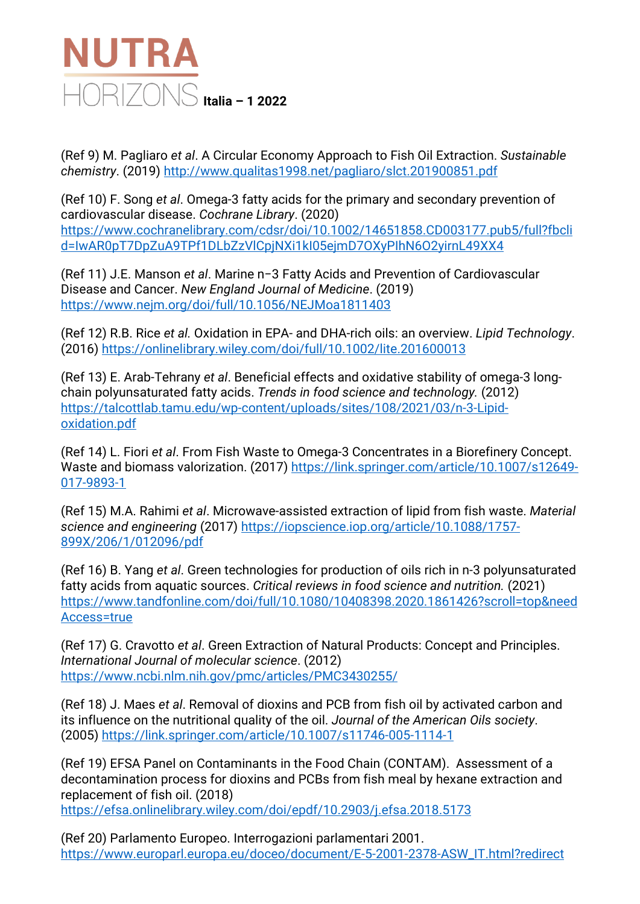(Ref 9) M. Pagliaro *et al*. A Circular Economy Approach to Fish Oil Extraction. *Sustainable chemistry*. (2019) http://www.qualitas1998.net/pagliaro/slct.201900851.pdf

(Ref 10) F. Song *et al*. Omega-3 fatty acids for the primary and secondary prevention of cardiovascular disease. *Cochrane Library*. (2020) https://www.cochranelibrary.com/cdsr/doi/10.1002/14651858.CD003177.pub5/full?fbclid=IwAR0pT7DpZuA9TPf1DLbZzVlCpjNXi1kI05ejmD7OXyPlhN6O2yirnL49XX4

(Ref 11) J.E. Manson *et al*. Marine n−3 Fatty Acids and Prevention of Cardiovascular Disease and Cancer. *New England Journal of Medicine*. (2019) https://www.nejm.org/doi/full/10.1056/NEJMoa1811403

(Ref 12) R.B. Rice *et al.* Oxidation in EPA- and DHA-rich oils: an overview. *Lipid Technology*. (2016) https://onlinelibrary.wiley.com/doi/full/10.1002/lite.201600013

(Ref 13) E. Arab-Tehrany *et al*. Beneficial effects and oxidative stability of omega-3 long-chain polyunsaturated fatty acids. *Trends in food science and technology.* (2012) https://talcottlab.tamu.edu/wp-content/uploads/sites/108/2021/03/n-3-Lipid-oxidation.pdf

(Ref 14) L. Fiori *et al*. From Fish Waste to Omega-3 Concentrates in a Biorefinery Concept. Waste and biomass valorization. (2017) https://link.springer.com/article/10.1007/s12649-017-9893-1

(Ref 15) M.A. Rahimi *et al*. Microwave-assisted extraction of lipid from fish waste. *Material science and engineering* (2017) https://iopscience.iop.org/article/10.1088/1757-899X/206/1/012096/pdf

(Ref 16) B. Yang *et al*. Green technologies for production of oils rich in n-3 polyunsaturated fatty acids from aquatic sources. *Critical reviews in food science and nutrition.* (2021) https://www.tandfonline.com/doi/full/10.1080/10408398.2020.1861426?scroll=top&needAccess=true

(Ref 17) G. Cravotto *et al*. Green Extraction of Natural Products: Concept and Principles. *International Journal of molecular science*. (2012) https://www.ncbi.nlm.nih.gov/pmc/articles/PMC3430255/

(Ref 18) J. Maes *et al*. Removal of dioxins and PCB from fish oil by activated carbon and its influence on the nutritional quality of the oil. *Journal of the American Oils society*. (2005) https://link.springer.com/article/10.1007/s11746-005-1114-1

(Ref 19) EFSA Panel on Contaminants in the Food Chain (CONTAM). Assessment of a decontamination process for dioxins and PCBs from fish meal by hexane extraction and replacement of fish oil. (2018) https://efsa.onlinelibrary.wiley.com/doi/epdf/10.2903/j.efsa.2018.5173

(Ref 20) Parlamento Europeo. Interrogazioni parlamentari 2001. https://www.europarl.europa.eu/doceo/document/E-5-2001-2378-ASW_IT.html?redirect